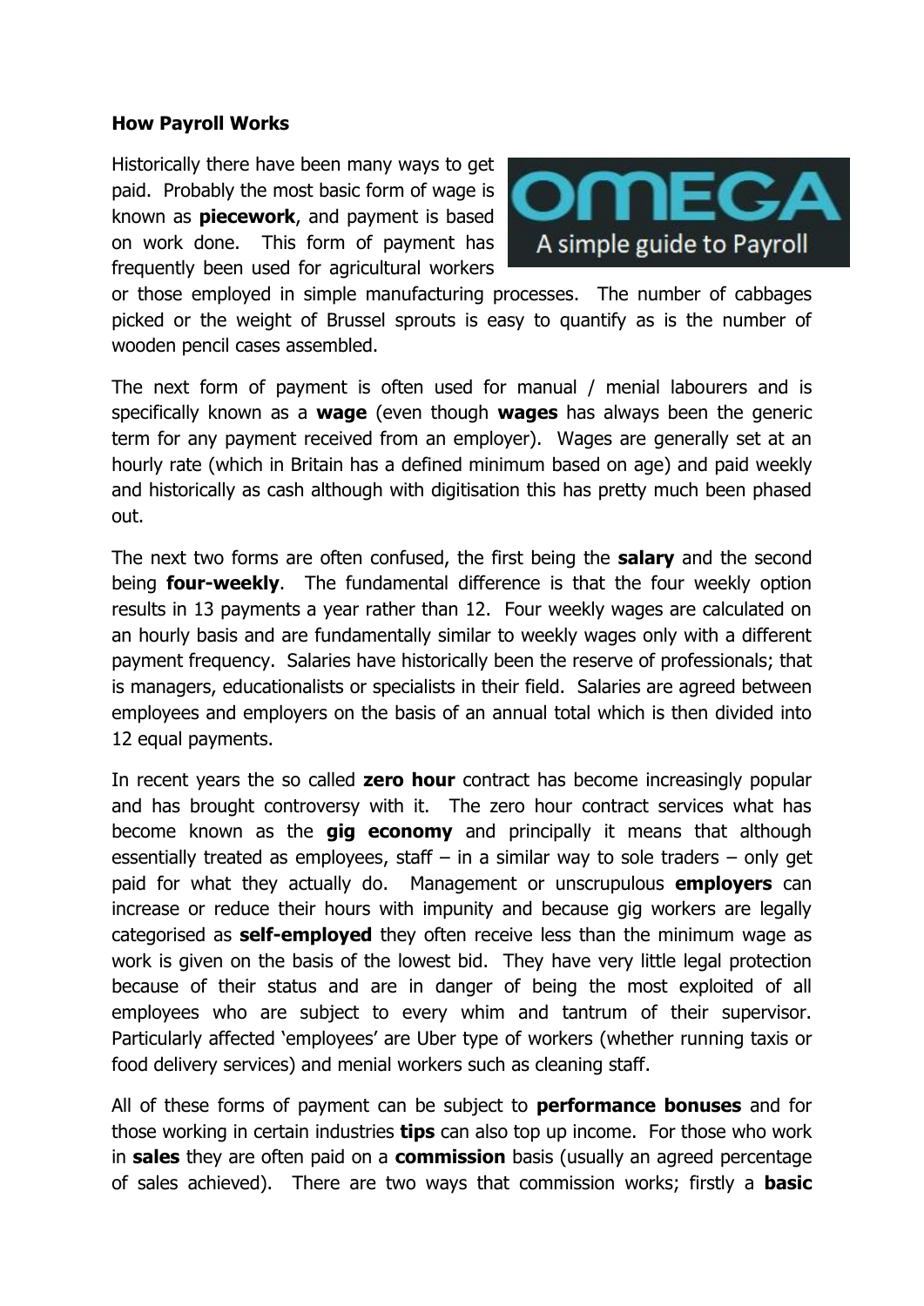**How Payroll Works**

Historically there have been many ways to get paid. Probably the most basic form of wage is known as **piecework**, and payment is based on work done. This form of payment has frequently been used for agricultural workers or those employed in simple manufacturing processes. The number of cabbages picked or the weight of Brussel sprouts is easy to quantify as is the number of wooden pencil cases assembled.

The next form of payment is often used for manual / menial labourers and is specifically known as a **wage** (even though **wages** has always been the generic term for any payment received from an employer). Wages are generally set at an hourly rate (which in Britain has a defined minimum based on age) and paid weekly and historically as cash although with digitisation this has pretty much been phased out.

The next two forms are often confused, the first being the **salary** and the second being **four-weekly**. The fundamental difference is that the four weekly option results in 13 payments a year rather than 12. Four weekly wages are calculated on an hourly basis and are fundamentally similar to weekly wages only with a different payment frequency. Salaries have historically been the reserve of professionals; that is managers, educationalists or specialists in their field. Salaries are agreed between employees and employers on the basis of an annual total which is then divided into 12 equal payments.

In recent years the so called **zero hour** contract has become increasingly popular and has brought controversy with it. The zero hour contract services what has become known as the **gig economy** and principally it means that although essentially treated as employees, staff – in a similar way to sole traders – only get paid for what they actually do. Management or unscrupulous **employers** can increase or reduce their hours with impunity and because gig workers are legally categorised as **self-employed** they often receive less than the minimum wage as work is given on the basis of the lowest bid. They have very little legal protection because of their status and are in danger of being the most exploited of all employees who are subject to every whim and tantrum of their supervisor. Particularly affected 'employees' are Uber type of workers (whether running taxis or food delivery services) and menial workers such as cleaning staff.

All of these forms of payment can be subject to **performance bonuses** and for those working in certain industries **tips** can also top up income. For those who work in **sales** they are often paid on a **commission** basis (usually an agreed percentage of sales achieved). There are two ways that commission works; firstly a **basic**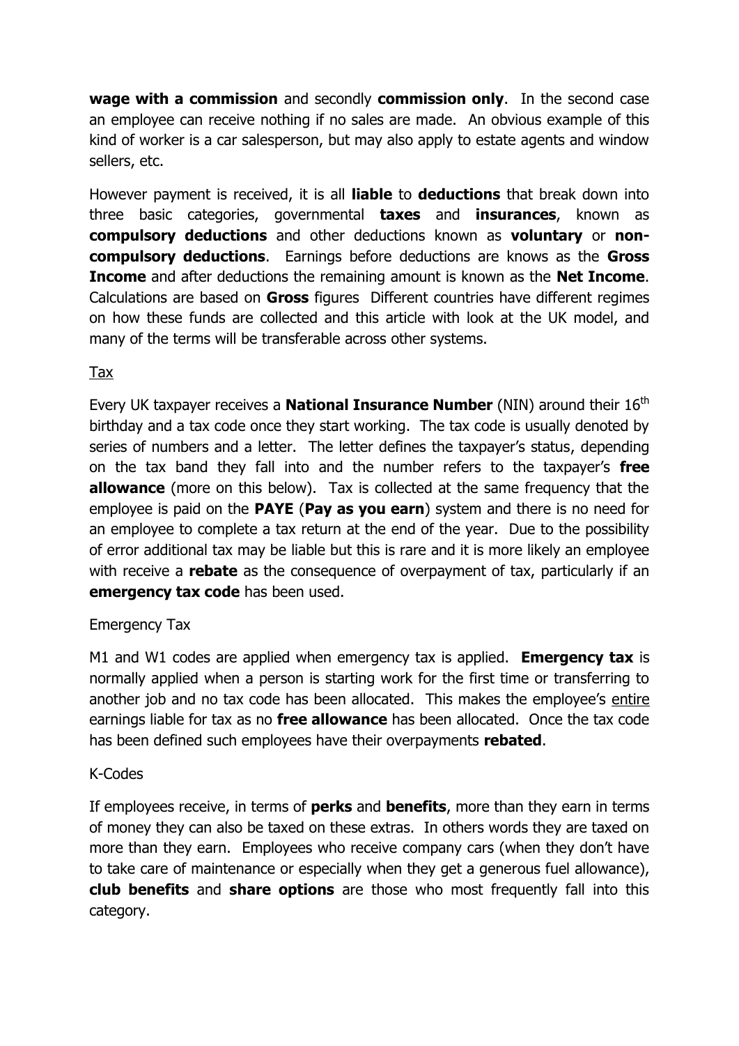**wage with a commission** and secondly **commission only**. In the second case an employee can receive nothing if no sales are made. An obvious example of this kind of worker is a car salesperson, but may also apply to estate agents and window sellers, etc.

However payment is received, it is all **liable** to **deductions** that break down into three basic categories, governmental **taxes** and **insurances**, known as **compulsory deductions** and other deductions known as **voluntary** or **non-compulsory deductions**. Earnings before deductions are knows as the **Gross Income** and after deductions the remaining amount is known as the **Net Income**. Calculations are based on **Gross** figures Different countries have different regimes on how these funds are collected and this article with look at the UK model, and many of the terms will be transferable across other systems.

<u>Tax</u>

Every UK taxpayer receives a **National Insurance Number** (NIN) around their 16th birthday and a tax code once they start working. The tax code is usually denoted by series of numbers and a letter. The letter defines the taxpayer's status, depending on the tax band they fall into and the number refers to the taxpayer's **free allowance** (more on this below). Tax is collected at the same frequency that the employee is paid on the **PAYE** (**Pay as you earn**) system and there is no need for an employee to complete a tax return at the end of the year. Due to the possibility of error additional tax may be liable but this is rare and it is more likely an employee with receive a **rebate** as the consequence of overpayment of tax, particularly if an **emergency tax code** has been used.

Emergency Tax

M1 and W1 codes are applied when emergency tax is applied. **Emergency tax** is normally applied when a person is starting work for the first time or transferring to another job and no tax code has been allocated. This makes the employee's <u>entire</u> earnings liable for tax as no **free allowance** has been allocated. Once the tax code has been defined such employees have their overpayments **rebated**.

K-Codes

If employees receive, in terms of **perks** and **benefits**, more than they earn in terms of money they can also be taxed on these extras. In others words they are taxed on more than they earn. Employees who receive company cars (when they don't have to take care of maintenance or especially when they get a generous fuel allowance), **club benefits** and **share options** are those who most frequently fall into this category.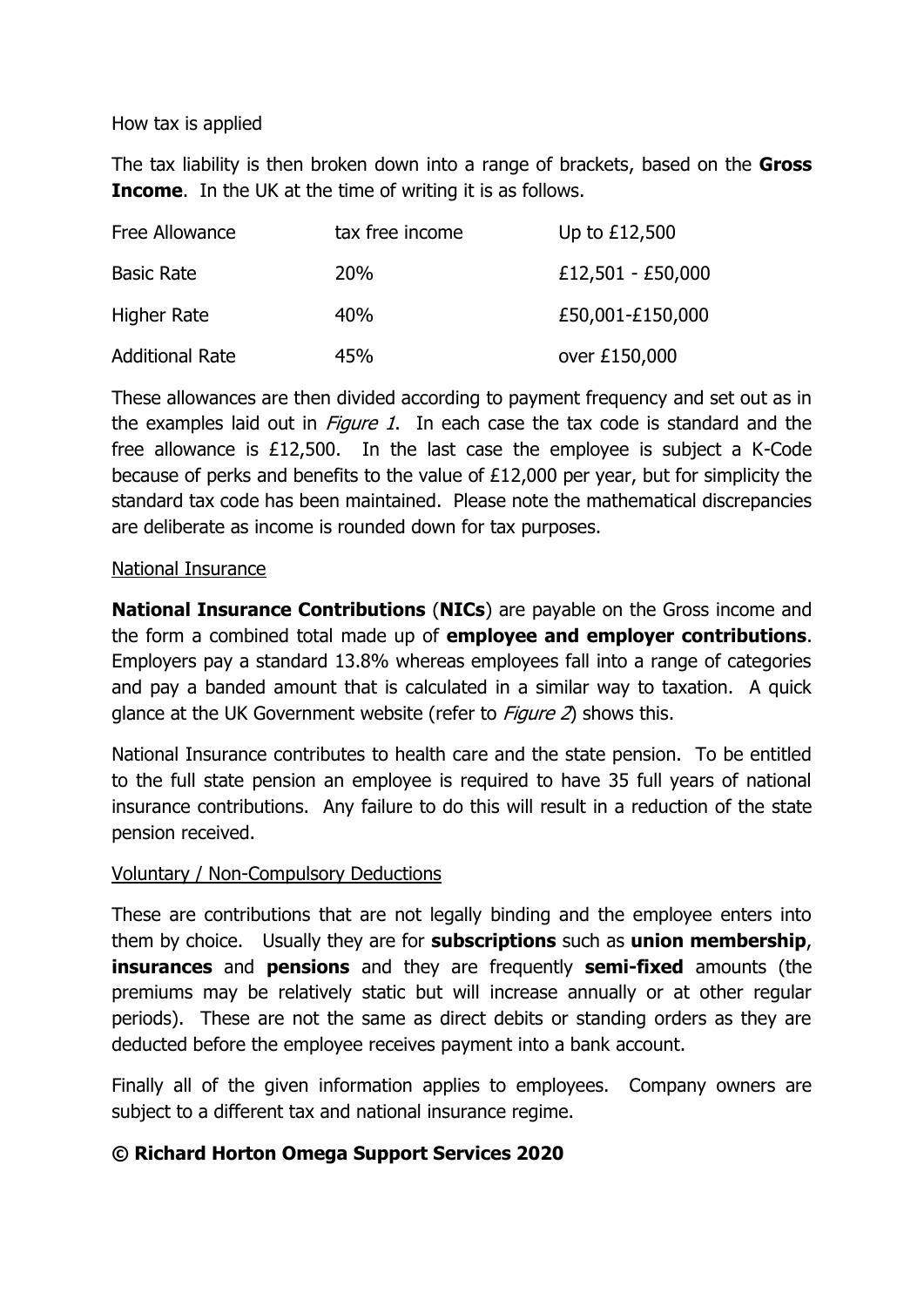How tax is applied

The tax liability is then broken down into a range of brackets, based on the **Gross Income**. In the UK at the time of writing it is as follows.

| | | |
|---|---|---|
| Free Allowance | tax free income | Up to £12,500 |
| Basic Rate | 20% | £12,501 - £50,000 |
| Higher Rate | 40% | £50,001-£150,000 |
| Additional Rate | 45% | over £150,000 |

These allowances are then divided according to payment frequency and set out as in the examples laid out in *Figure 1*. In each case the tax code is standard and the free allowance is £12,500. In the last case the employee is subject a K-Code because of perks and benefits to the value of £12,000 per year, but for simplicity the standard tax code has been maintained. Please note the mathematical discrepancies are deliberate as income is rounded down for tax purposes.

## National Insurance

**National Insurance Contributions** (**NICs**) are payable on the Gross income and the form a combined total made up of **employee and employer contributions**. Employers pay a standard 13.8% whereas employees fall into a range of categories and pay a banded amount that is calculated in a similar way to taxation. A quick glance at the UK Government website (refer to *Figure 2*) shows this.

National Insurance contributes to health care and the state pension. To be entitled to the full state pension an employee is required to have 35 full years of national insurance contributions. Any failure to do this will result in a reduction of the state pension received.

## Voluntary / Non-Compulsory Deductions

These are contributions that are not legally binding and the employee enters into them by choice. Usually they are for **subscriptions** such as **union membership**, **insurances** and **pensions** and they are frequently **semi-fixed** amounts (the premiums may be relatively static but will increase annually or at other regular periods). These are not the same as direct debits or standing orders as they are deducted before the employee receives payment into a bank account.

Finally all of the given information applies to employees. Company owners are subject to a different tax and national insurance regime.

**© Richard Horton Omega Support Services 2020**